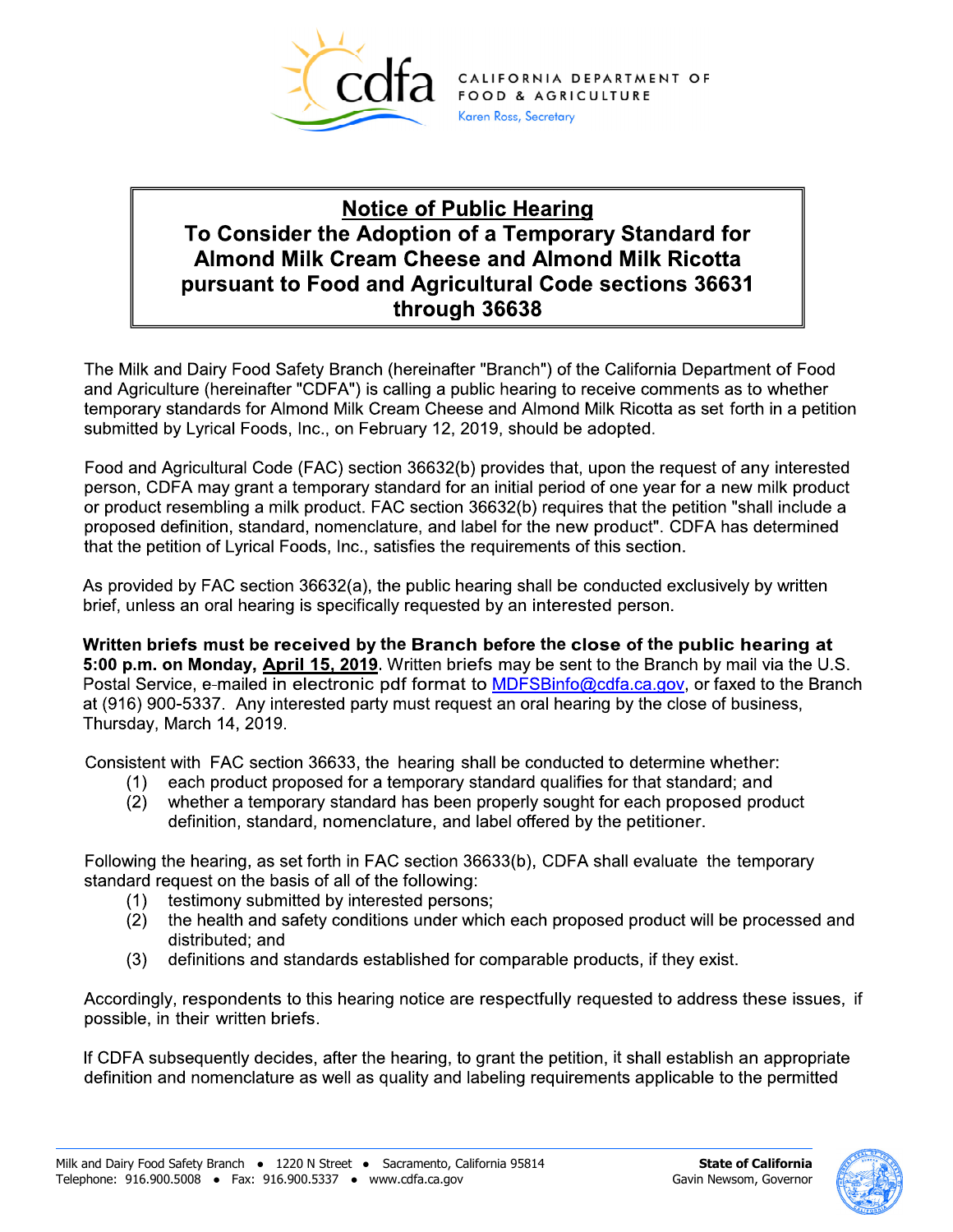CALIFORNIA DEPARTMENT OF FOOD & AGRICULTURE
Karen Ross, Secretary

# Notice of Public Hearing
# To Consider the Adoption of a Temporary Standard for Almond Milk Cream Cheese and Almond Milk Ricotta pursuant to Food and Agricultural Code sections 36631 through 36638

The Milk and Dairy Food Safety Branch (hereinafter "Branch") of the California Department of Food and Agriculture (hereinafter "CDFA") is calling a public hearing to receive comments as to whether temporary standards for Almond Milk Cream Cheese and Almond Milk Ricotta as set forth in a petition submitted by Lyrical Foods, Inc., on February 12, 2019, should be adopted.

Food and Agricultural Code (FAC) section 36632(b) provides that, upon the request of any interested person, CDFA may grant a temporary standard for an initial period of one year for a new milk product or product resembling a milk product. FAC section 36632(b) requires that the petition "shall include a proposed definition, standard, nomenclature, and label for the new product". CDFA has determined that the petition of Lyrical Foods, Inc., satisfies the requirements of this section.

As provided by FAC section 36632(a), the public hearing shall be conducted exclusively by written brief, unless an oral hearing is specifically requested by an interested person.

**Written briefs must be received by the Branch before the close of the public hearing at 5:00 p.m. on Monday, <u>April 15, 2019</u>.** Written briefs may be sent to the Branch by mail via the U.S. Postal Service, e-mailed in electronic pdf format to MDFSBinfo@cdfa.ca.gov, or faxed to the Branch at (916) 900-5337. Any interested party must request an oral hearing by the close of business, Thursday, March 14, 2019.

Consistent with FAC section 36633, the hearing shall be conducted to determine whether:

1. each product proposed for a temporary standard qualifies for that standard; and
2. whether a temporary standard has been properly sought for each proposed product definition, standard, nomenclature, and label offered by the petitioner.

Following the hearing, as set forth in FAC section 36633(b), CDFA shall evaluate the temporary standard request on the basis of all of the following:

1. testimony submitted by interested persons;
2. the health and safety conditions under which each proposed product will be processed and distributed; and
3. definitions and standards established for comparable products, if they exist.

Accordingly, respondents to this hearing notice are respectfully requested to address these issues, if possible, in their written briefs.

If CDFA subsequently decides, after the hearing, to grant the petition, it shall establish an appropriate definition and nomenclature as well as quality and labeling requirements applicable to the permitted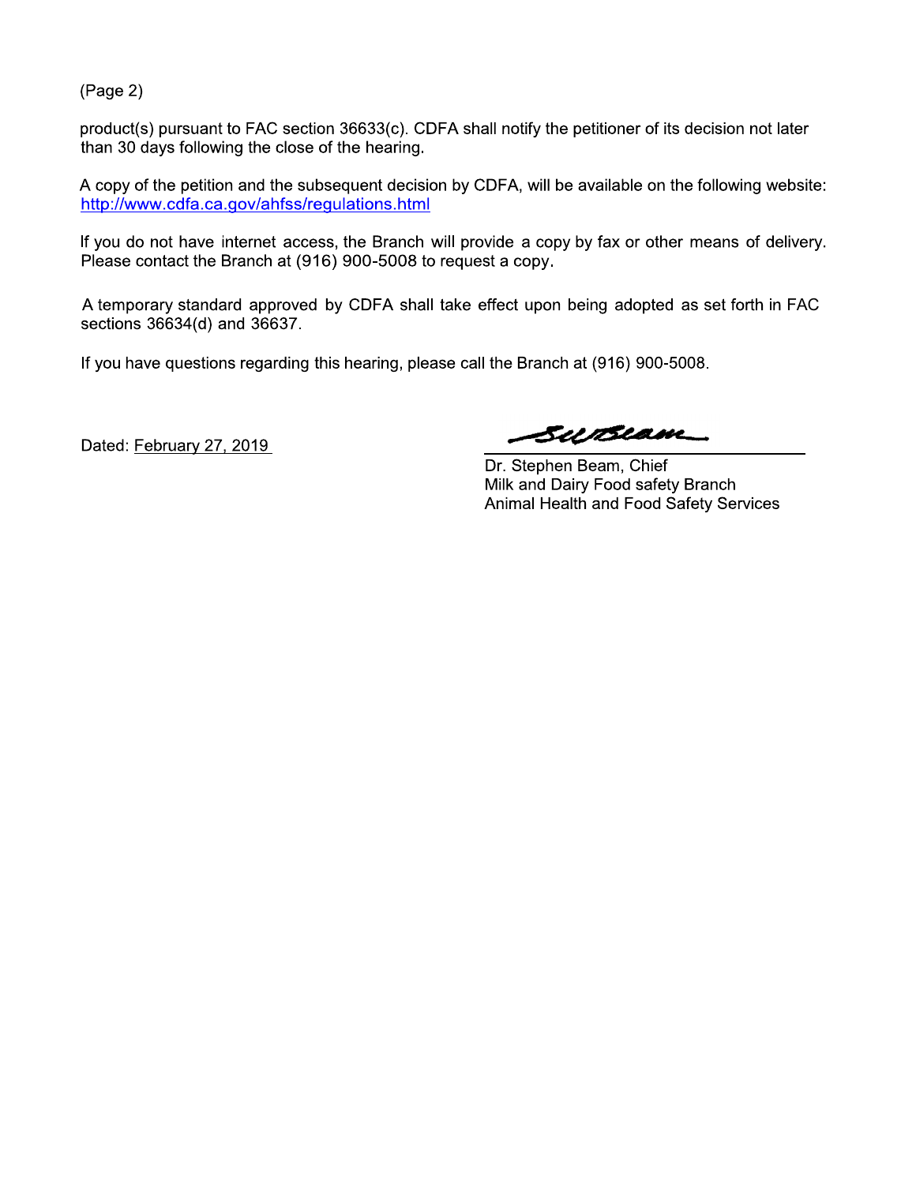(Page 2)

product(s) pursuant to FAC section 36633(c). CDFA shall notify the petitioner of its decision not later than 30 days following the close of the hearing.

A copy of the petition and the subsequent decision by CDFA, will be available on the following website: http://www.cdfa.ca.gov/ahfss/regulations.html

If you do not have internet access, the Branch will provide a copy by fax or other means of delivery. Please contact the Branch at (916) 900-5008 to request a copy.

A temporary standard approved by CDFA shall take effect upon being adopted as set forth in FAC sections 36634(d) and 36637.

If you have questions regarding this hearing, please call the Branch at (916) 900-5008.

Dated: February 27, 2019

Dr. Stephen Beam, Chief
Milk and Dairy Food safety Branch
Animal Health and Food Safety Services